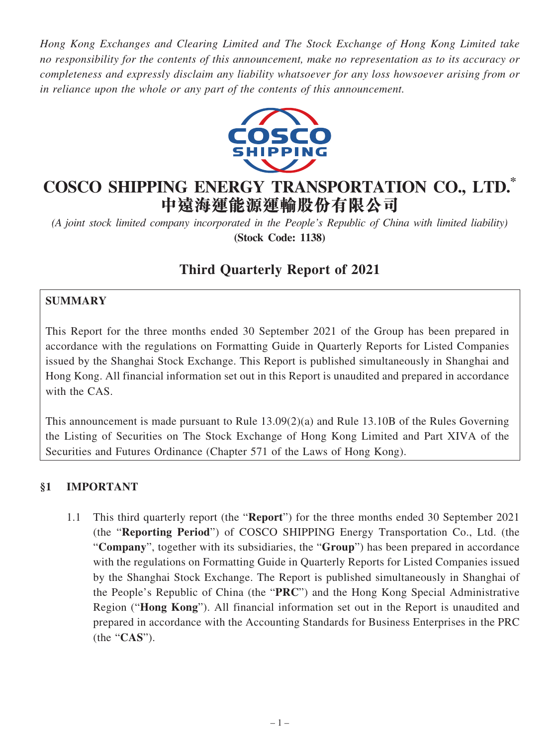*Hong Kong Exchanges and Clearing Limited and The Stock Exchange of Hong Kong Limited take no responsibility for the contents of this announcement, make no representation as to its accuracy or completeness and expressly disclaim any liability whatsoever for any loss howsoever arising from or in reliance upon the whole or any part of the contents of this announcement.*

# COSCO SHIPPING ENERGY TRANSPORTATION CO., LTD.*
# 中遠海運能源運輸股份有限公司

*(A joint stock limited company incorporated in the People's Republic of China with limited liability)*
**(Stock Code: 1138)**

## Third Quarterly Report of 2021

**SUMMARY**

This Report for the three months ended 30 September 2021 of the Group has been prepared in accordance with the regulations on Formatting Guide in Quarterly Reports for Listed Companies issued by the Shanghai Stock Exchange. This Report is published simultaneously in Shanghai and Hong Kong. All financial information set out in this Report is unaudited and prepared in accordance with the CAS.

This announcement is made pursuant to Rule 13.09(2)(a) and Rule 13.10B of the Rules Governing the Listing of Securities on The Stock Exchange of Hong Kong Limited and Part XIVA of the Securities and Futures Ordinance (Chapter 571 of the Laws of Hong Kong).

## §1 IMPORTANT

1.1 This third quarterly report (the "**Report**") for the three months ended 30 September 2021 (the "**Reporting Period**") of COSCO SHIPPING Energy Transportation Co., Ltd. (the "**Company**", together with its subsidiaries, the "**Group**") has been prepared in accordance with the regulations on Formatting Guide in Quarterly Reports for Listed Companies issued by the Shanghai Stock Exchange. The Report is published simultaneously in Shanghai of the People's Republic of China (the "**PRC**") and the Hong Kong Special Administrative Region ("**Hong Kong**"). All financial information set out in the Report is unaudited and prepared in accordance with the Accounting Standards for Business Enterprises in the PRC (the "**CAS**").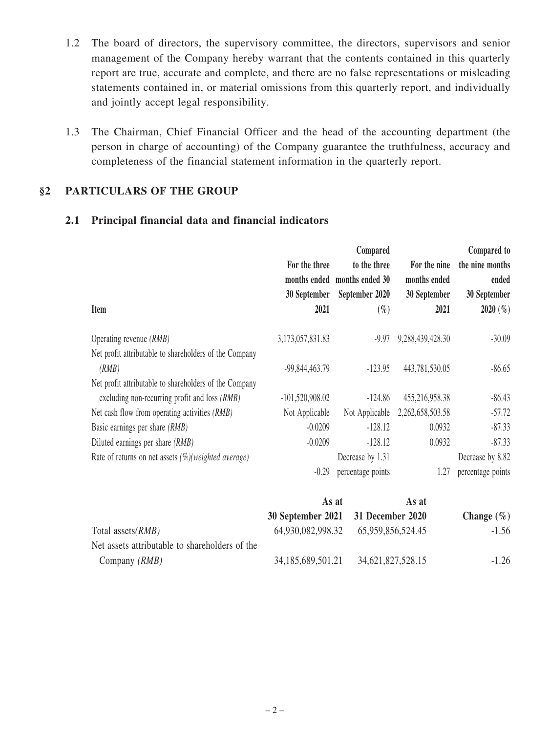1.2 The board of directors, the supervisory committee, the directors, supervisors and senior management of the Company hereby warrant that the contents contained in this quarterly report are true, accurate and complete, and there are no false representations or misleading statements contained in, or material omissions from this quarterly report, and individually and jointly accept legal responsibility.

1.3 The Chairman, Chief Financial Officer and the head of the accounting department (the person in charge of accounting) of the Company guarantee the truthfulness, accuracy and completeness of the financial statement information in the quarterly report.

## §2 PARTICULARS OF THE GROUP

### 2.1 Principal financial data and financial indicators

| Item | For the three months ended 30 September 2021 | Compared to the three months ended 30 September 2020 (%) | For the nine months ended 30 September 2021 | Compared to the nine months ended 30 September 2020 (%) |
|---|---|---|---|---|
| Operating revenue *(RMB)* | 3,173,057,831.83 | -9.97 | 9,288,439,428.30 | -30.09 |
| Net profit attributable to shareholders of the Company *(RMB)* | -99,844,463.79 | -123.95 | 443,781,530.05 | -86.65 |
| Net profit attributable to shareholders of the Company excluding non-recurring profit and loss *(RMB)* | -101,520,908.02 | -124.86 | 455,216,958.38 | -86.43 |
| Net cash flow from operating activities *(RMB)* | Not Applicable | Not Applicable | 2,262,658,503.58 | -57.72 |
| Basic earnings per share *(RMB)* | -0.0209 | -128.12 | 0.0932 | -87.33 |
| Diluted earnings per share *(RMB)* | -0.0209 | -128.12 | 0.0932 | -87.33 |
| Rate of returns on net assets *(%)(weighted average)* | -0.29 | Decrease by 1.31 percentage points | 1.27 | Decrease by 8.82 percentage points |

| | As at 30 September 2021 | As at 31 December 2020 | Change (%) |
|---|---|---|---|
| Total assets*(RMB)* | 64,930,082,998.32 | 65,959,856,524.45 | -1.56 |
| Net assets attributable to shareholders of the Company *(RMB)* | 34,185,689,501.21 | 34,621,827,528.15 | -1.26 |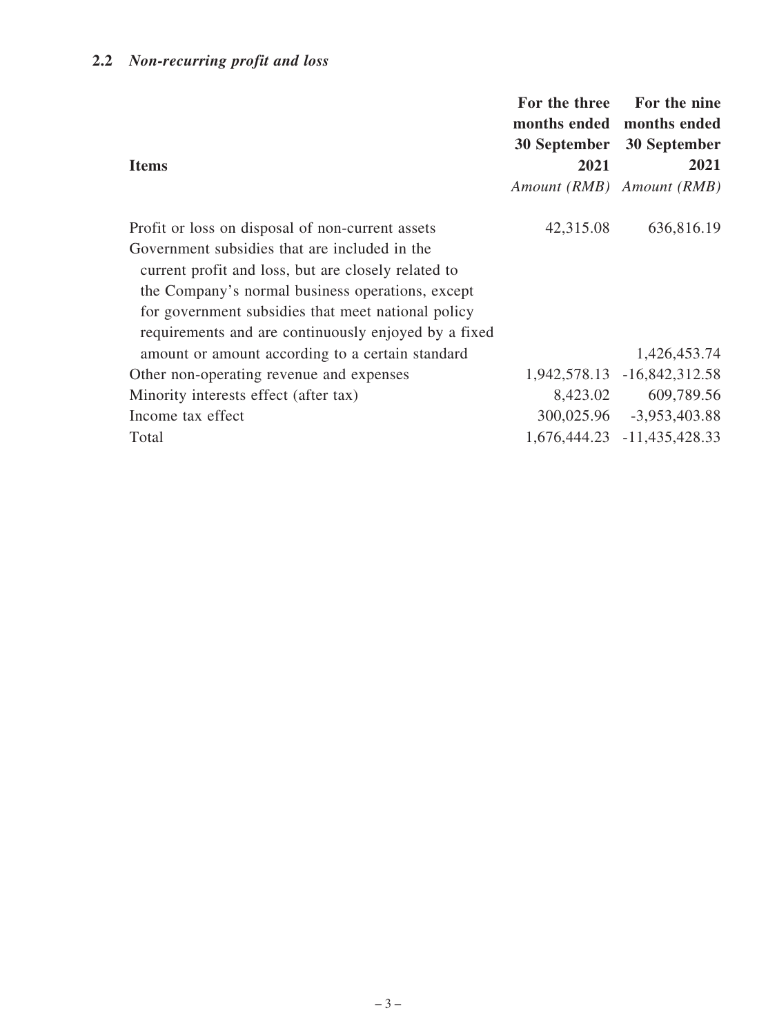## 2.2 *Non-recurring profit and loss*

| Items | For the three months ended 30 September 2021 | For the nine months ended 30 September 2021 |
|---|---|---|
| | *Amount (RMB)* | *Amount (RMB)* |
| Profit or loss on disposal of non-current assets | 42,315.08 | 636,816.19 |
| Government subsidies that are included in the current profit and loss, but are closely related to the Company's normal business operations, except for government subsidies that meet national policy requirements and are continuously enjoyed by a fixed amount or amount according to a certain standard | | 1,426,453.74 |
| Other non-operating revenue and expenses | 1,942,578.13 | -16,842,312.58 |
| Minority interests effect (after tax) | 8,423.02 | 609,789.56 |
| Income tax effect | 300,025.96 | -3,953,403.88 |
| Total | 1,676,444.23 | -11,435,428.33 |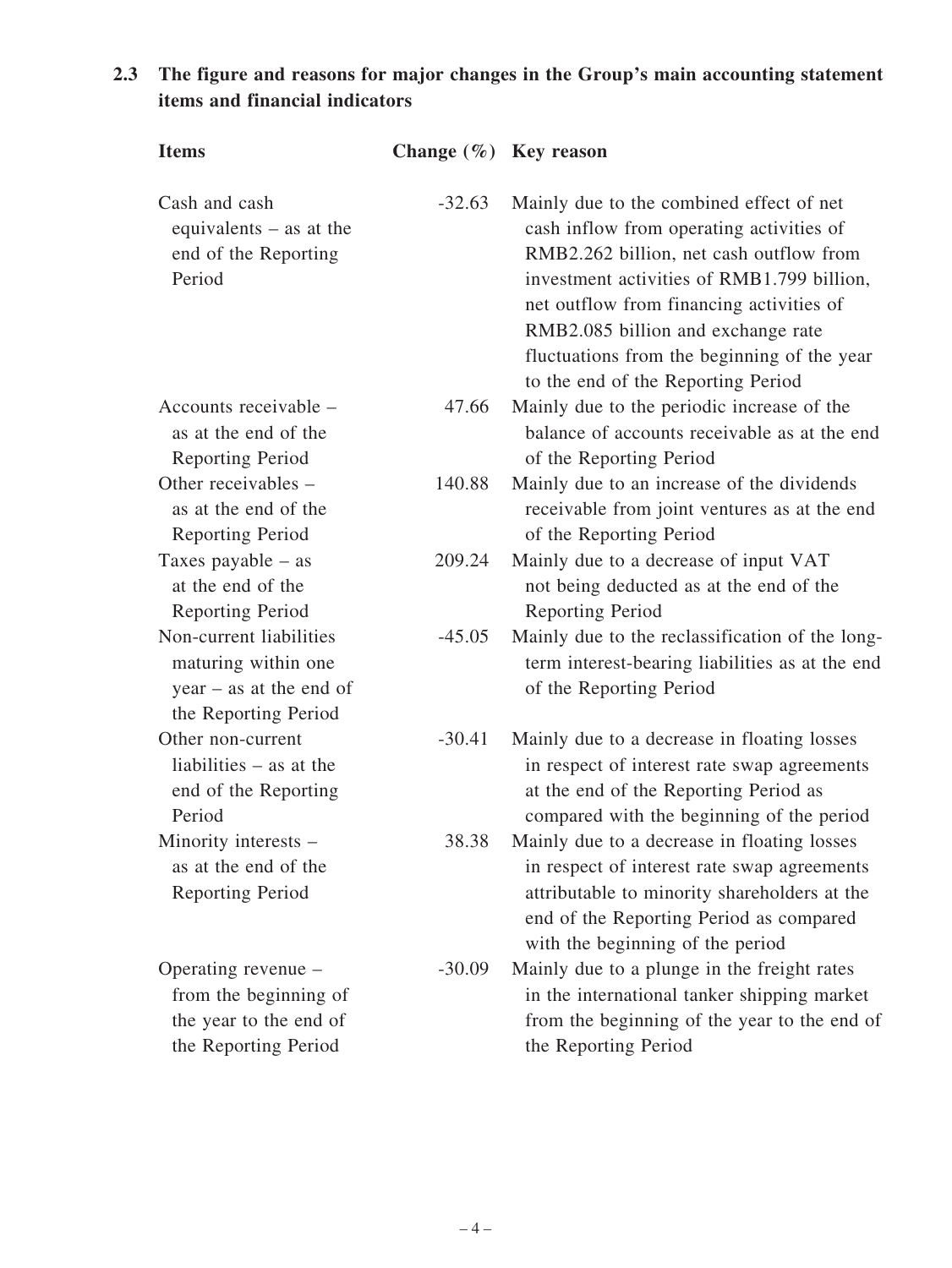### 2.3 The figure and reasons for major changes in the Group's main accounting statement items and financial indicators

| Items | Change (%) | Key reason |
|---|---|---|
| Cash and cash equivalents – as at the end of the Reporting Period | -32.63 | Mainly due to the combined effect of net cash inflow from operating activities of RMB2.262 billion, net cash outflow from investment activities of RMB1.799 billion, net outflow from financing activities of RMB2.085 billion and exchange rate fluctuations from the beginning of the year to the end of the Reporting Period |
| Accounts receivable – as at the end of the Reporting Period | 47.66 | Mainly due to the periodic increase of the balance of accounts receivable as at the end of the Reporting Period |
| Other receivables – as at the end of the Reporting Period | 140.88 | Mainly due to an increase of the dividends receivable from joint ventures as at the end of the Reporting Period |
| Taxes payable – as at the end of the Reporting Period | 209.24 | Mainly due to a decrease of input VAT not being deducted as at the end of the Reporting Period |
| Non-current liabilities maturing within one year – as at the end of the Reporting Period | -45.05 | Mainly due to the reclassification of the long-term interest-bearing liabilities as at the end of the Reporting Period |
| Other non-current liabilities – as at the end of the Reporting Period | -30.41 | Mainly due to a decrease in floating losses in respect of interest rate swap agreements at the end of the Reporting Period as compared with the beginning of the period |
| Minority interests – as at the end of the Reporting Period | 38.38 | Mainly due to a decrease in floating losses in respect of interest rate swap agreements attributable to minority shareholders at the end of the Reporting Period as compared with the beginning of the period |
| Operating revenue – from the beginning of the year to the end of the Reporting Period | -30.09 | Mainly due to a plunge in the freight rates in the international tanker shipping market from the beginning of the year to the end of the Reporting Period |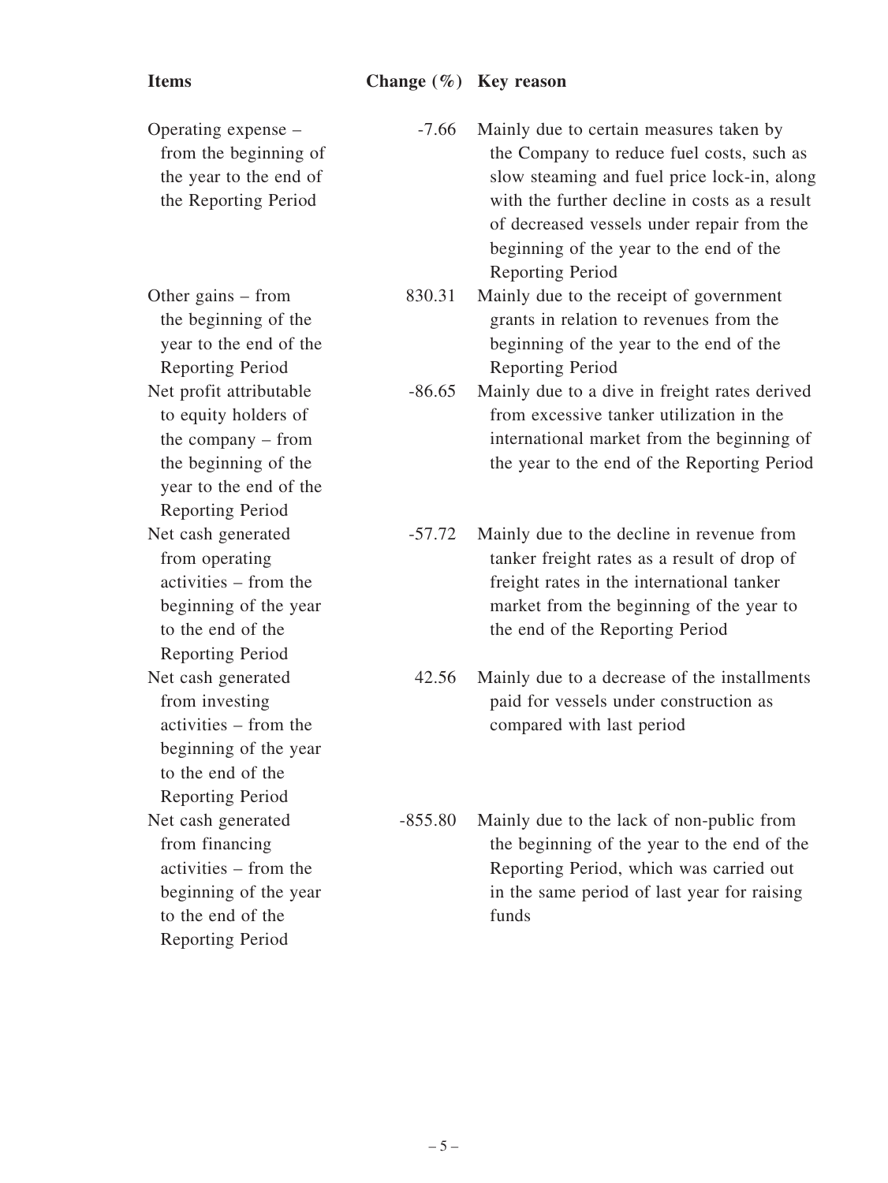| Items | Change (%) | Key reason |
|---|---|---|
| Operating expense – from the beginning of the year to the end of the Reporting Period | -7.66 | Mainly due to certain measures taken by the Company to reduce fuel costs, such as slow steaming and fuel price lock-in, along with the further decline in costs as a result of decreased vessels under repair from the beginning of the year to the end of the Reporting Period |
| Other gains – from the beginning of the year to the end of the Reporting Period | 830.31 | Mainly due to the receipt of government grants in relation to revenues from the beginning of the year to the end of the Reporting Period |
| Net profit attributable to equity holders of the company – from the beginning of the year to the end of the Reporting Period | -86.65 | Mainly due to a dive in freight rates derived from excessive tanker utilization in the international market from the beginning of the year to the end of the Reporting Period |
| Net cash generated from operating activities – from the beginning of the year to the end of the Reporting Period | -57.72 | Mainly due to the decline in revenue from tanker freight rates as a result of drop of freight rates in the international tanker market from the beginning of the year to the end of the Reporting Period |
| Net cash generated from investing activities – from the beginning of the year to the end of the Reporting Period | 42.56 | Mainly due to a decrease of the installments paid for vessels under construction as compared with last period |
| Net cash generated from financing activities – from the beginning of the year to the end of the Reporting Period | -855.80 | Mainly due to the lack of non-public from the beginning of the year to the end of the Reporting Period, which was carried out in the same period of last year for raising funds |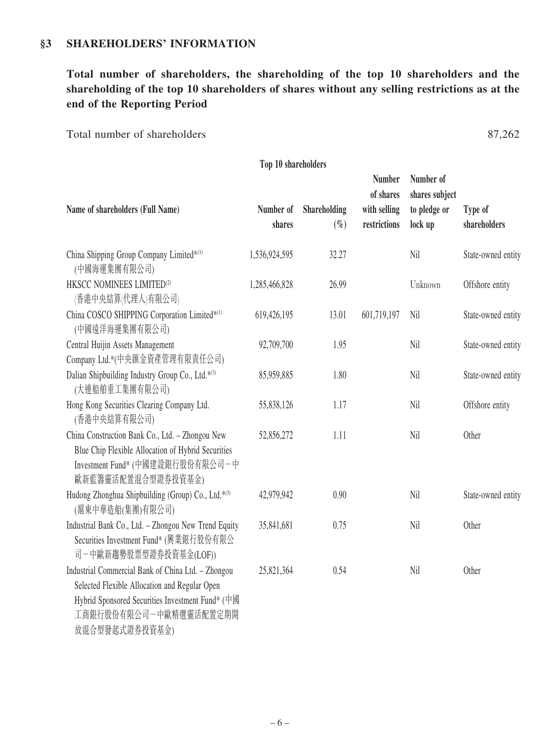## §3 SHAREHOLDERS' INFORMATION

**Total number of shareholders, the shareholding of the top 10 shareholders and the shareholding of the top 10 shareholders of shares without any selling restrictions as at the end of the Reporting Period**

Total number of shareholders 87,262

**Top 10 shareholders**

| Name of shareholders (Full Name) | Number of shares | Shareholding (%) | Number of shares with selling restrictions | Number of shares subject to pledge or lock up | Type of shareholders |
|---|---|---|---|---|---|
| China Shipping Group Company Limited*[(1)] (中國海運集團有限公司) | 1,536,924,595 | 32.27 | | Nil | State-owned entity |
| HKSCC NOMINEES LIMITED[(2)] (香港中央結算(代理人)有限公司) | 1,285,466,828 | 26.99 | | Unknown | Offshore entity |
| China COSCO SHIPPING Corporation Limited*[(1)] (中國遠洋海運集團有限公司) | 619,426,195 | 13.01 | 601,719,197 | Nil | State-owned entity |
| Central Huijin Assets Management Company Ltd.*(中央匯金資產管理有限責任公司) | 92,709,700 | 1.95 | | Nil | State-owned entity |
| Dalian Shipbuilding Industry Group Co., Ltd.*[(3)] (大連船舶重工集團有限公司) | 85,959,885 | 1.80 | | Nil | State-owned entity |
| Hong Kong Securities Clearing Company Ltd. (香港中央結算有限公司) | 55,838,126 | 1.17 | | Nil | Offshore entity |
| China Construction Bank Co., Ltd. – Zhongou New Blue Chip Flexible Allocation of Hybrid Securities Investment Fund* (中國建設銀行股份有限公司－中歐新藍籌靈活配置混合型證券投資基金) | 52,856,272 | 1.11 | | Nil | Other |
| Hudong Zhonghua Shipbuilding (Group) Co., Ltd.*[(3)] (滬東中華造船(集團)有限公司) | 42,979,942 | 0.90 | | Nil | State-owned entity |
| Industrial Bank Co., Ltd. – Zhongou New Trend Equity Securities Investment Fund* (興業銀行股份有限公司－中歐新趨勢股票型證券投資基金(LOF)) | 35,841,681 | 0.75 | | Nil | Other |
| Industrial Commercial Bank of China Ltd. – Zhongou Selected Flexible Allocation and Regular Open Hybrid Sponsored Securities Investment Fund* (中國工商銀行股份有限公司－中歐精選靈活配置定期開放混合型發起式證券投資基金) | 25,821,364 | 0.54 | | Nil | Other |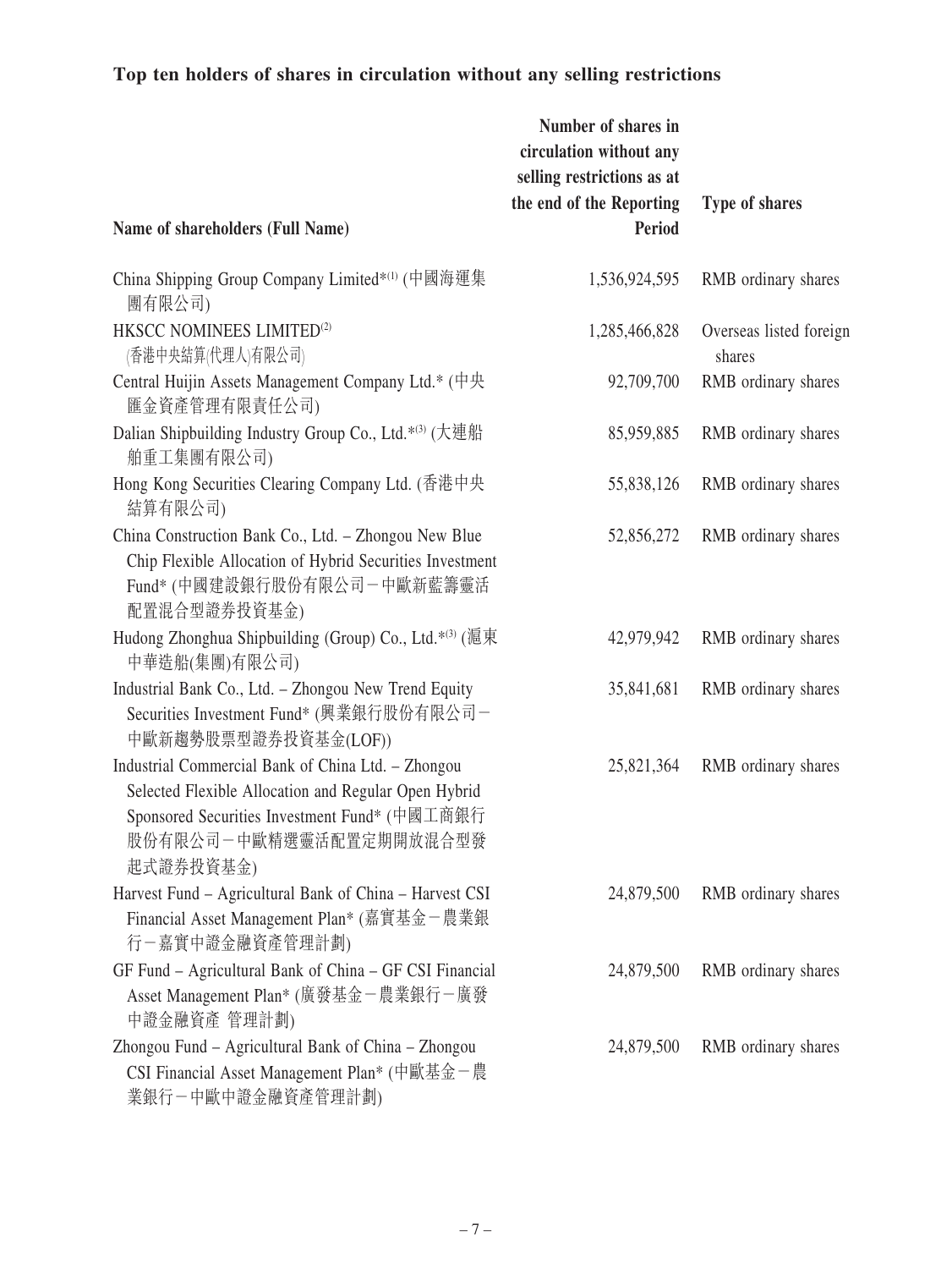**Top ten holders of shares in circulation without any selling restrictions**

| Name of shareholders (Full Name) | Number of shares in circulation without any selling restrictions as at the end of the Reporting Period | Type of shares |
|---|---:|---|
| China Shipping Group Company Limited*[1] (中國海運集團有限公司) | 1,536,924,595 | RMB ordinary shares |
| HKSCC NOMINEES LIMITED[2] (香港中央結算(代理人)有限公司) | 1,285,466,828 | Overseas listed foreign shares |
| Central Huijin Assets Management Company Ltd.* (中央匯金資產管理有限責任公司) | 92,709,700 | RMB ordinary shares |
| Dalian Shipbuilding Industry Group Co., Ltd.*[3] (大連船舶重工集團有限公司) | 85,959,885 | RMB ordinary shares |
| Hong Kong Securities Clearing Company Ltd. (香港中央結算有限公司) | 55,838,126 | RMB ordinary shares |
| China Construction Bank Co., Ltd. – Zhongou New Blue Chip Flexible Allocation of Hybrid Securities Investment Fund* (中國建設銀行股份有限公司－中歐新藍籌靈活配置混合型證券投資基金) | 52,856,272 | RMB ordinary shares |
| Hudong Zhonghua Shipbuilding (Group) Co., Ltd.*[3] (滬東中華造船(集團)有限公司) | 42,979,942 | RMB ordinary shares |
| Industrial Bank Co., Ltd. – Zhongou New Trend Equity Securities Investment Fund* (興業銀行股份有限公司－中歐新趨勢股票型證券投資基金(LOF)) | 35,841,681 | RMB ordinary shares |
| Industrial Commercial Bank of China Ltd. – Zhongou Selected Flexible Allocation and Regular Open Hybrid Sponsored Securities Investment Fund* (中國工商銀行股份有限公司－中歐精選靈活配置定期開放混合型發起式證券投資基金) | 25,821,364 | RMB ordinary shares |
| Harvest Fund – Agricultural Bank of China – Harvest CSI Financial Asset Management Plan* (嘉實基金－農業銀行－嘉實中證金融資產管理計劃) | 24,879,500 | RMB ordinary shares |
| GF Fund – Agricultural Bank of China – GF CSI Financial Asset Management Plan* (廣發基金－農業銀行－廣發中證金融資產 管理計劃) | 24,879,500 | RMB ordinary shares |
| Zhongou Fund – Agricultural Bank of China – Zhongou CSI Financial Asset Management Plan* (中歐基金－農業銀行－中歐中證金融資產管理計劃) | 24,879,500 | RMB ordinary shares |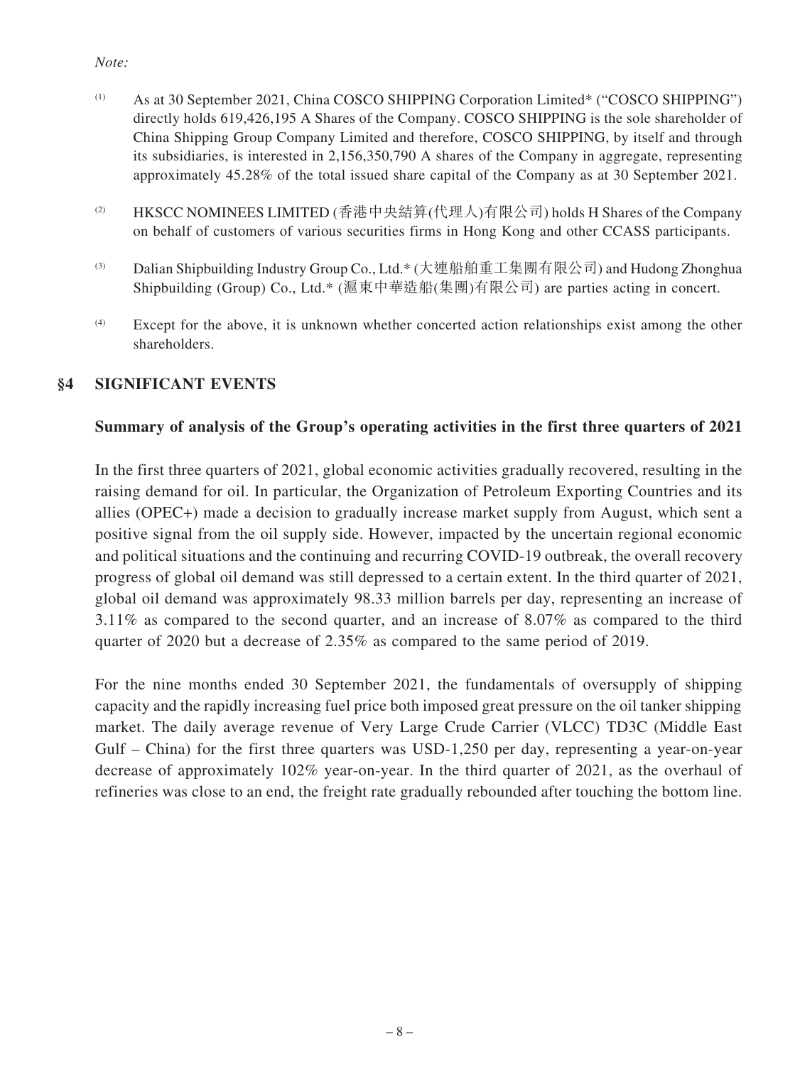*Note:*

(1) As at 30 September 2021, China COSCO SHIPPING Corporation Limited* ("COSCO SHIPPING") directly holds 619,426,195 A Shares of the Company. COSCO SHIPPING is the sole shareholder of China Shipping Group Company Limited and therefore, COSCO SHIPPING, by itself and through its subsidiaries, is interested in 2,156,350,790 A shares of the Company in aggregate, representing approximately 45.28% of the total issued share capital of the Company as at 30 September 2021.

(2) HKSCC NOMINEES LIMITED (香港中央結算(代理人)有限公司) holds H Shares of the Company on behalf of customers of various securities firms in Hong Kong and other CCASS participants.

(3) Dalian Shipbuilding Industry Group Co., Ltd.* (大連船舶重工集團有限公司) and Hudong Zhonghua Shipbuilding (Group) Co., Ltd.* (滬東中華造船(集團)有限公司) are parties acting in concert.

(4) Except for the above, it is unknown whether concerted action relationships exist among the other shareholders.

## §4 SIGNIFICANT EVENTS

### Summary of analysis of the Group's operating activities in the first three quarters of 2021

In the first three quarters of 2021, global economic activities gradually recovered, resulting in the raising demand for oil. In particular, the Organization of Petroleum Exporting Countries and its allies (OPEC+) made a decision to gradually increase market supply from August, which sent a positive signal from the oil supply side. However, impacted by the uncertain regional economic and political situations and the continuing and recurring COVID-19 outbreak, the overall recovery progress of global oil demand was still depressed to a certain extent. In the third quarter of 2021, global oil demand was approximately 98.33 million barrels per day, representing an increase of 3.11% as compared to the second quarter, and an increase of 8.07% as compared to the third quarter of 2020 but a decrease of 2.35% as compared to the same period of 2019.

For the nine months ended 30 September 2021, the fundamentals of oversupply of shipping capacity and the rapidly increasing fuel price both imposed great pressure on the oil tanker shipping market. The daily average revenue of Very Large Crude Carrier (VLCC) TD3C (Middle East Gulf – China) for the first three quarters was USD-1,250 per day, representing a year-on-year decrease of approximately 102% year-on-year. In the third quarter of 2021, as the overhaul of refineries was close to an end, the freight rate gradually rebounded after touching the bottom line.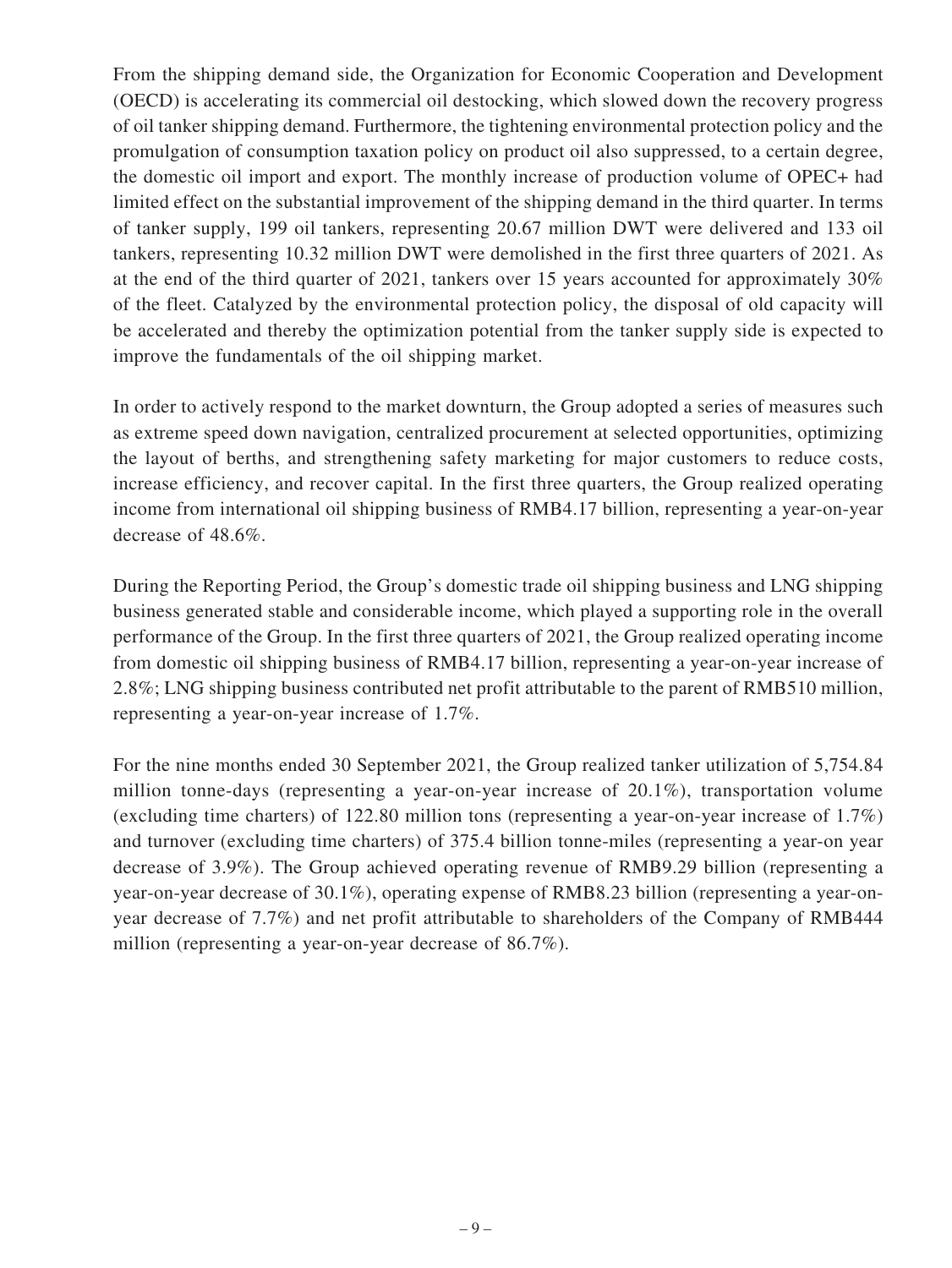From the shipping demand side, the Organization for Economic Cooperation and Development (OECD) is accelerating its commercial oil destocking, which slowed down the recovery progress of oil tanker shipping demand. Furthermore, the tightening environmental protection policy and the promulgation of consumption taxation policy on product oil also suppressed, to a certain degree, the domestic oil import and export. The monthly increase of production volume of OPEC+ had limited effect on the substantial improvement of the shipping demand in the third quarter. In terms of tanker supply, 199 oil tankers, representing 20.67 million DWT were delivered and 133 oil tankers, representing 10.32 million DWT were demolished in the first three quarters of 2021. As at the end of the third quarter of 2021, tankers over 15 years accounted for approximately 30% of the fleet. Catalyzed by the environmental protection policy, the disposal of old capacity will be accelerated and thereby the optimization potential from the tanker supply side is expected to improve the fundamentals of the oil shipping market.

In order to actively respond to the market downturn, the Group adopted a series of measures such as extreme speed down navigation, centralized procurement at selected opportunities, optimizing the layout of berths, and strengthening safety marketing for major customers to reduce costs, increase efficiency, and recover capital. In the first three quarters, the Group realized operating income from international oil shipping business of RMB4.17 billion, representing a year-on-year decrease of 48.6%.

During the Reporting Period, the Group's domestic trade oil shipping business and LNG shipping business generated stable and considerable income, which played a supporting role in the overall performance of the Group. In the first three quarters of 2021, the Group realized operating income from domestic oil shipping business of RMB4.17 billion, representing a year-on-year increase of 2.8%; LNG shipping business contributed net profit attributable to the parent of RMB510 million, representing a year-on-year increase of 1.7%.

For the nine months ended 30 September 2021, the Group realized tanker utilization of 5,754.84 million tonne-days (representing a year-on-year increase of 20.1%), transportation volume (excluding time charters) of 122.80 million tons (representing a year-on-year increase of 1.7%) and turnover (excluding time charters) of 375.4 billion tonne-miles (representing a year-on year decrease of 3.9%). The Group achieved operating revenue of RMB9.29 billion (representing a year-on-year decrease of 30.1%), operating expense of RMB8.23 billion (representing a year-on-year decrease of 7.7%) and net profit attributable to shareholders of the Company of RMB444 million (representing a year-on-year decrease of 86.7%).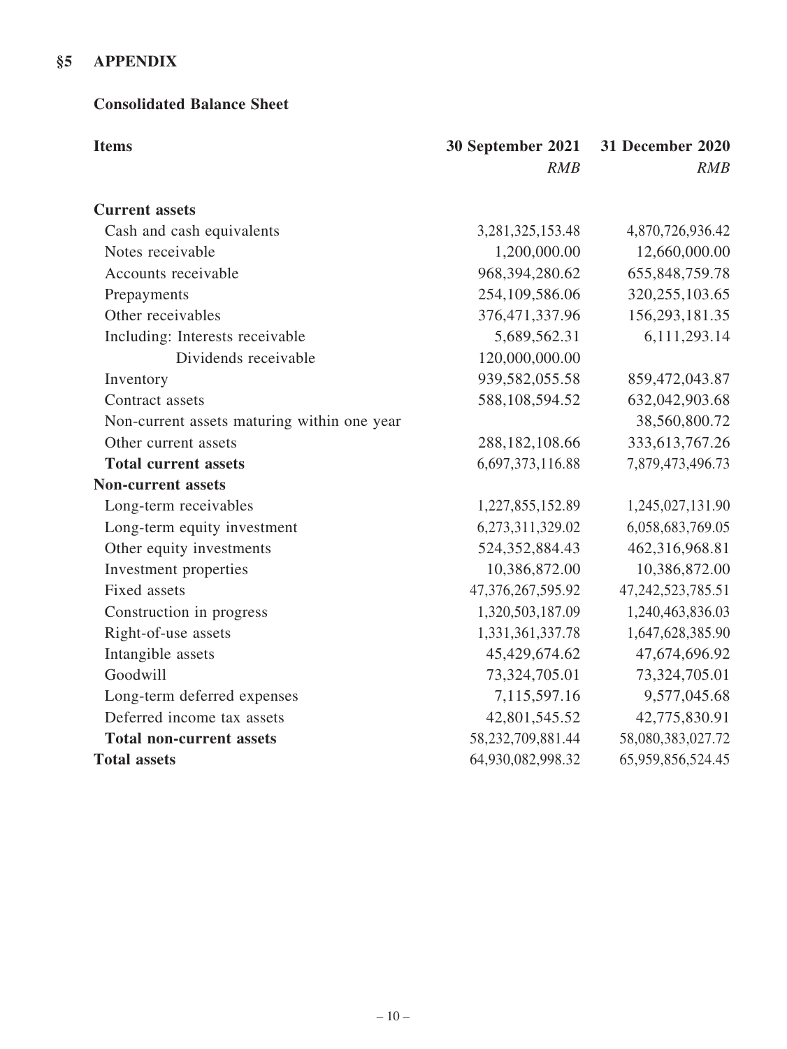## §5 APPENDIX

### Consolidated Balance Sheet

| Items | 30 September 2021 | 31 December 2020 |
|---|---|---|
| | *RMB* | *RMB* |
| **Current assets** | | |
| Cash and cash equivalents | 3,281,325,153.48 | 4,870,726,936.42 |
| Notes receivable | 1,200,000.00 | 12,660,000.00 |
| Accounts receivable | 968,394,280.62 | 655,848,759.78 |
| Prepayments | 254,109,586.06 | 320,255,103.65 |
| Other receivables | 376,471,337.96 | 156,293,181.35 |
| Including: Interests receivable | 5,689,562.31 | 6,111,293.14 |
| Dividends receivable | 120,000,000.00 | |
| Inventory | 939,582,055.58 | 859,472,043.87 |
| Contract assets | 588,108,594.52 | 632,042,903.68 |
| Non-current assets maturing within one year | | 38,560,800.72 |
| Other current assets | 288,182,108.66 | 333,613,767.26 |
| **Total current assets** | 6,697,373,116.88 | 7,879,473,496.73 |
| **Non-current assets** | | |
| Long-term receivables | 1,227,855,152.89 | 1,245,027,131.90 |
| Long-term equity investment | 6,273,311,329.02 | 6,058,683,769.05 |
| Other equity investments | 524,352,884.43 | 462,316,968.81 |
| Investment properties | 10,386,872.00 | 10,386,872.00 |
| Fixed assets | 47,376,267,595.92 | 47,242,523,785.51 |
| Construction in progress | 1,320,503,187.09 | 1,240,463,836.03 |
| Right-of-use assets | 1,331,361,337.78 | 1,647,628,385.90 |
| Intangible assets | 45,429,674.62 | 47,674,696.92 |
| Goodwill | 73,324,705.01 | 73,324,705.01 |
| Long-term deferred expenses | 7,115,597.16 | 9,577,045.68 |
| Deferred income tax assets | 42,801,545.52 | 42,775,830.91 |
| **Total non-current assets** | 58,232,709,881.44 | 58,080,383,027.72 |
| **Total assets** | 64,930,082,998.32 | 65,959,856,524.45 |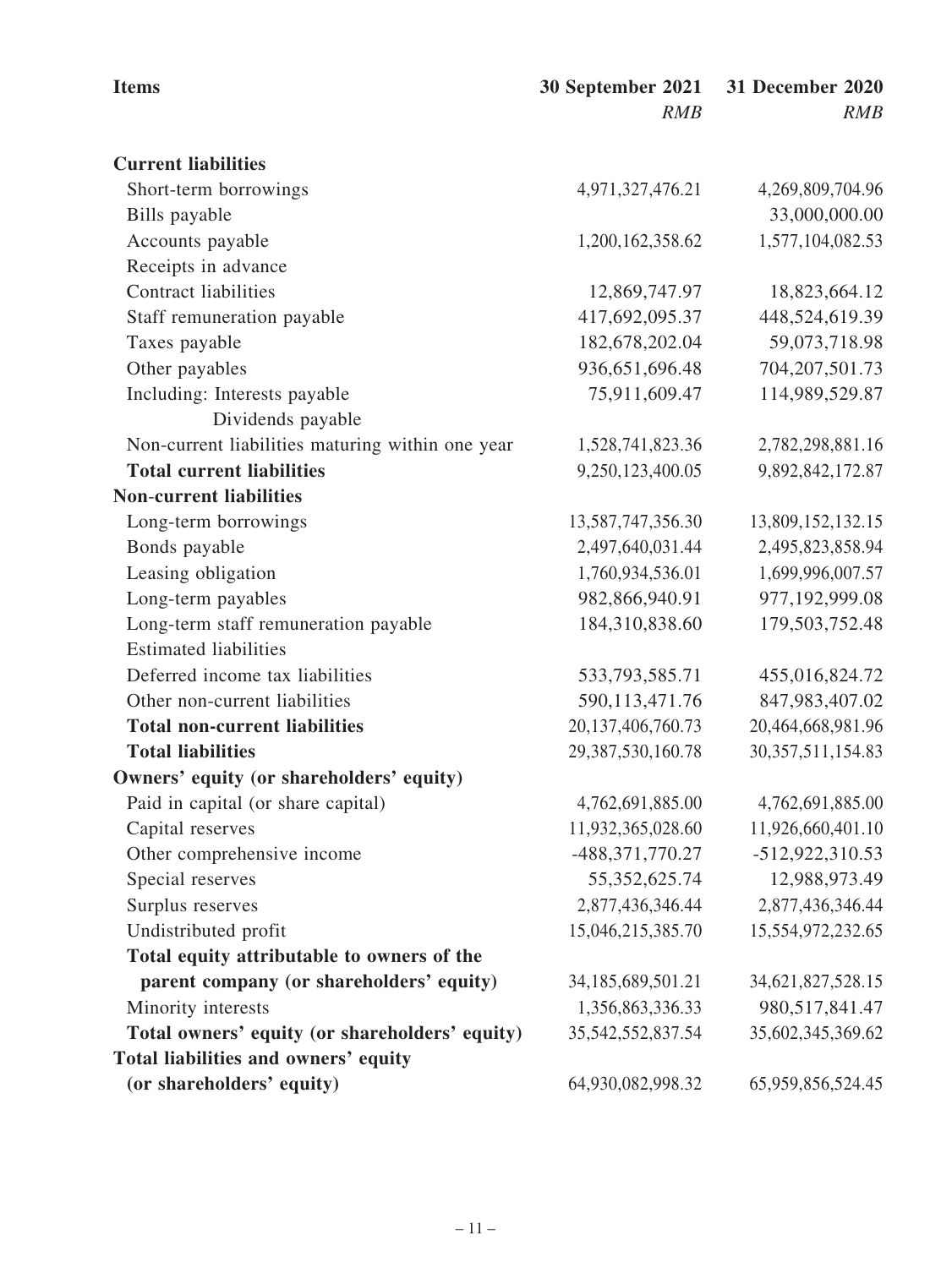| Items | 30 September 2021 | 31 December 2020 |
|---|---|---|
| | *RMB* | *RMB* |
| **Current liabilities** | | |
| Short-term borrowings | 4,971,327,476.21 | 4,269,809,704.96 |
| Bills payable | | 33,000,000.00 |
| Accounts payable | 1,200,162,358.62 | 1,577,104,082.53 |
| Receipts in advance | | |
| Contract liabilities | 12,869,747.97 | 18,823,664.12 |
| Staff remuneration payable | 417,692,095.37 | 448,524,619.39 |
| Taxes payable | 182,678,202.04 | 59,073,718.98 |
| Other payables | 936,651,696.48 | 704,207,501.73 |
| Including: Interests payable | 75,911,609.47 | 114,989,529.87 |
| Dividends payable | | |
| Non-current liabilities maturing within one year | 1,528,741,823.36 | 2,782,298,881.16 |
| **Total current liabilities** | 9,250,123,400.05 | 9,892,842,172.87 |
| **Non-current liabilities** | | |
| Long-term borrowings | 13,587,747,356.30 | 13,809,152,132.15 |
| Bonds payable | 2,497,640,031.44 | 2,495,823,858.94 |
| Leasing obligation | 1,760,934,536.01 | 1,699,996,007.57 |
| Long-term payables | 982,866,940.91 | 977,192,999.08 |
| Long-term staff remuneration payable | 184,310,838.60 | 179,503,752.48 |
| Estimated liabilities | | |
| Deferred income tax liabilities | 533,793,585.71 | 455,016,824.72 |
| Other non-current liabilities | 590,113,471.76 | 847,983,407.02 |
| **Total non-current liabilities** | 20,137,406,760.73 | 20,464,668,981.96 |
| **Total liabilities** | 29,387,530,160.78 | 30,357,511,154.83 |
| **Owners' equity (or shareholders' equity)** | | |
| Paid in capital (or share capital) | 4,762,691,885.00 | 4,762,691,885.00 |
| Capital reserves | 11,932,365,028.60 | 11,926,660,401.10 |
| Other comprehensive income | -488,371,770.27 | -512,922,310.53 |
| Special reserves | 55,352,625.74 | 12,988,973.49 |
| Surplus reserves | 2,877,436,346.44 | 2,877,436,346.44 |
| Undistributed profit | 15,046,215,385.70 | 15,554,972,232.65 |
| **Total equity attributable to owners of the parent company (or shareholders' equity)** | 34,185,689,501.21 | 34,621,827,528.15 |
| Minority interests | 1,356,863,336.33 | 980,517,841.47 |
| **Total owners' equity (or shareholders' equity)** | 35,542,552,837.54 | 35,602,345,369.62 |
| **Total liabilities and owners' equity (or shareholders' equity)** | 64,930,082,998.32 | 65,959,856,524.45 |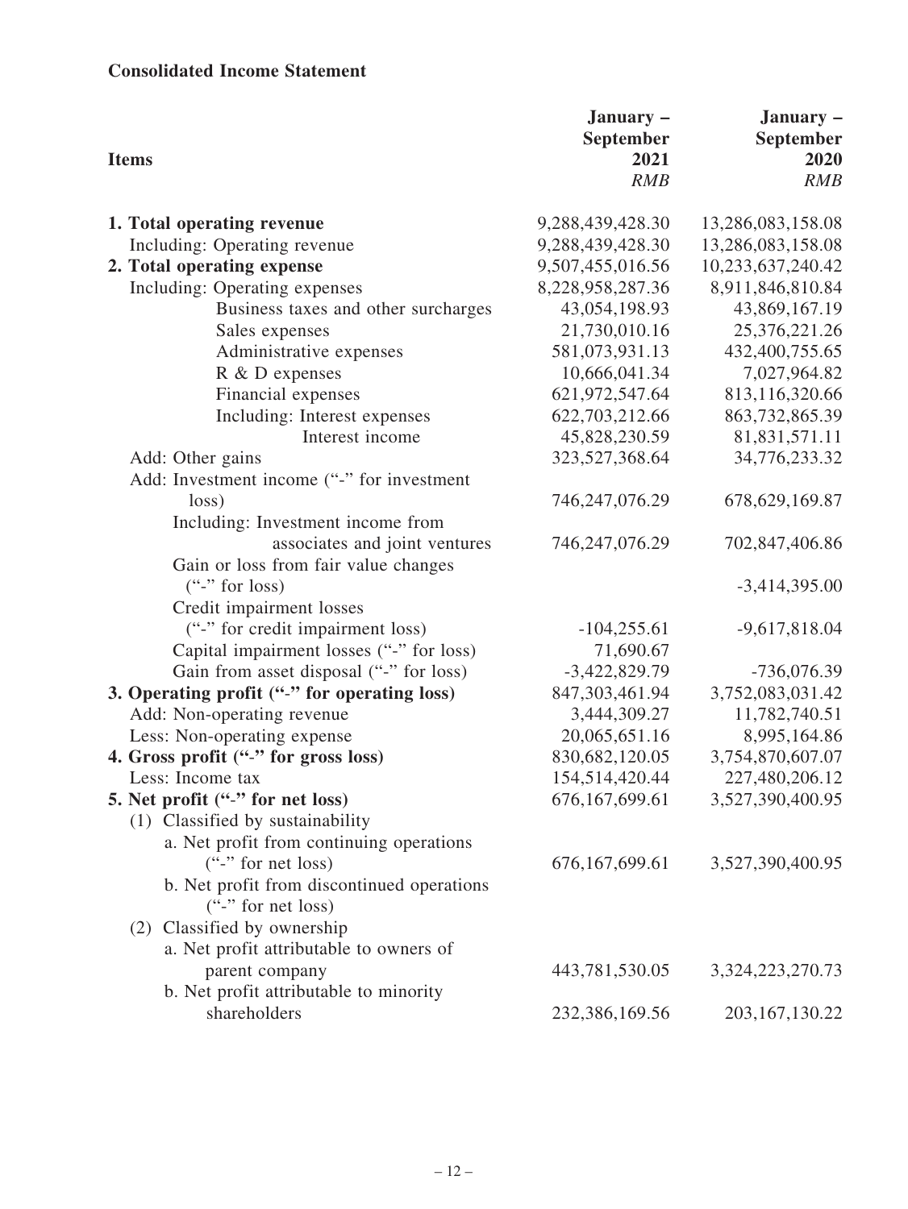**Consolidated Income Statement**

| Items | January – September 2021 *RMB* | January – September 2020 *RMB* |
|---|---|---|
| **1. Total operating revenue** | 9,288,439,428.30 | 13,286,083,158.08 |
| Including: Operating revenue | 9,288,439,428.30 | 13,286,083,158.08 |
| **2. Total operating expense** | 9,507,455,016.56 | 10,233,637,240.42 |
| Including: Operating expenses | 8,228,958,287.36 | 8,911,846,810.84 |
| Business taxes and other surcharges | 43,054,198.93 | 43,869,167.19 |
| Sales expenses | 21,730,010.16 | 25,376,221.26 |
| Administrative expenses | 581,073,931.13 | 432,400,755.65 |
| R & D expenses | 10,666,041.34 | 7,027,964.82 |
| Financial expenses | 621,972,547.64 | 813,116,320.66 |
| Including: Interest expenses | 622,703,212.66 | 863,732,865.39 |
| Interest income | 45,828,230.59 | 81,831,571.11 |
| Add: Other gains | 323,527,368.64 | 34,776,233.32 |
| Add: Investment income ("-" for investment loss) | 746,247,076.29 | 678,629,169.87 |
| Including: Investment income from associates and joint ventures | 746,247,076.29 | 702,847,406.86 |
| Gain or loss from fair value changes ("-" for loss) | | -3,414,395.00 |
| Credit impairment losses ("-" for credit impairment loss) | -104,255.61 | -9,617,818.04 |
| Capital impairment losses ("-" for loss) | 71,690.67 | |
| Gain from asset disposal ("-" for loss) | -3,422,829.79 | -736,076.39 |
| **3. Operating profit ("-" for operating loss)** | 847,303,461.94 | 3,752,083,031.42 |
| Add: Non-operating revenue | 3,444,309.27 | 11,782,740.51 |
| Less: Non-operating expense | 20,065,651.16 | 8,995,164.86 |
| **4. Gross profit ("-" for gross loss)** | 830,682,120.05 | 3,754,870,607.07 |
| Less: Income tax | 154,514,420.44 | 227,480,206.12 |
| **5. Net profit ("-" for net loss)** | 676,167,699.61 | 3,527,390,400.95 |
| (1) Classified by sustainability | | |
| a. Net profit from continuing operations ("-" for net loss) | 676,167,699.61 | 3,527,390,400.95 |
| b. Net profit from discontinued operations ("-" for net loss) | | |
| (2) Classified by ownership | | |
| a. Net profit attributable to owners of parent company | 443,781,530.05 | 3,324,223,270.73 |
| b. Net profit attributable to minority shareholders | 232,386,169.56 | 203,167,130.22 |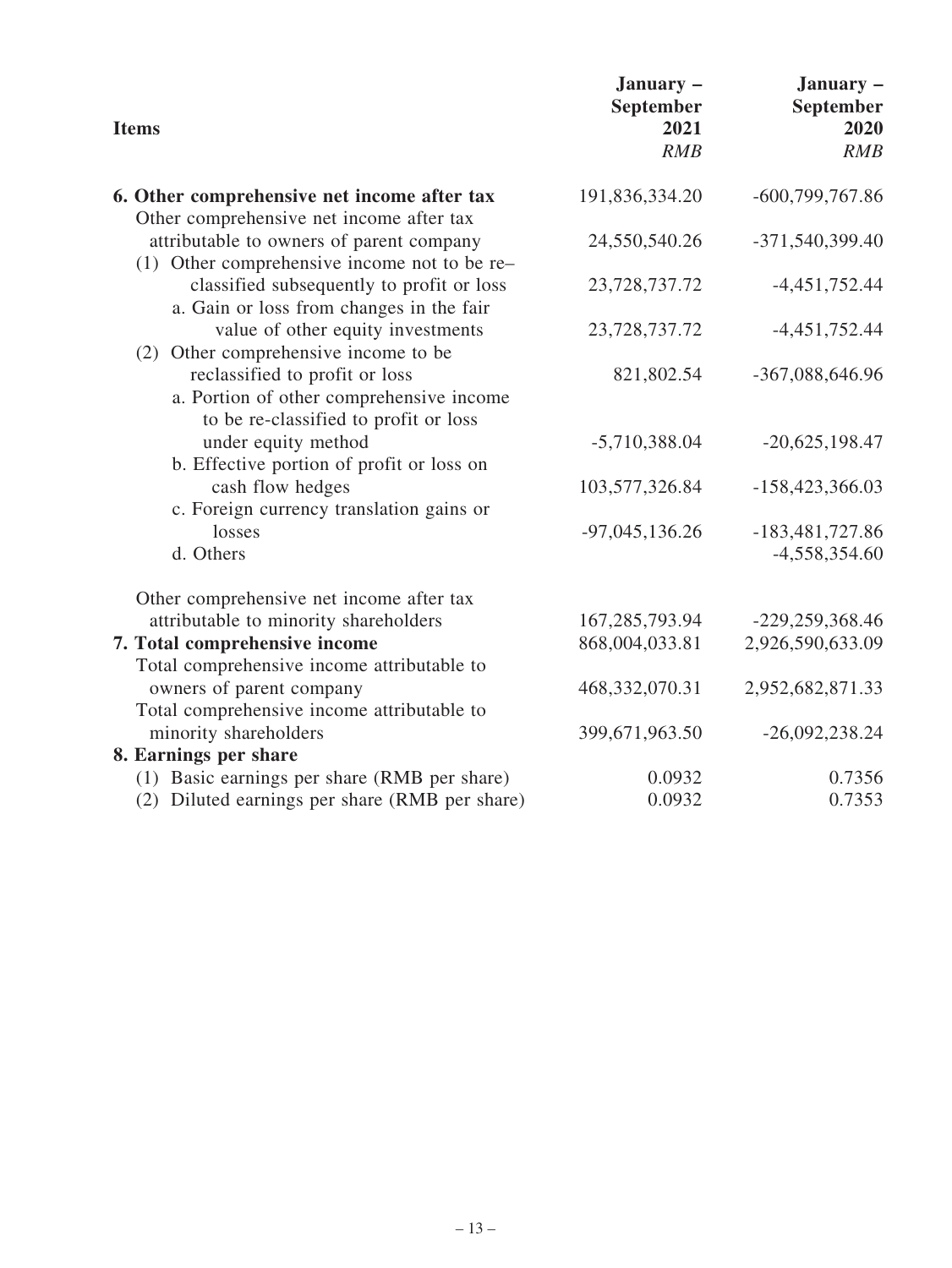| Items | January – September 2021 *RMB* | January – September 2020 *RMB* |
|---|---|---|
| **6. Other comprehensive net income after tax** | 191,836,334.20 | -600,799,767.86 |
| Other comprehensive net income after tax attributable to owners of parent company | 24,550,540.26 | -371,540,399.40 |
| (1) Other comprehensive income not to be re–classified subsequently to profit or loss | 23,728,737.72 | -4,451,752.44 |
| a. Gain or loss from changes in the fair value of other equity investments | 23,728,737.72 | -4,451,752.44 |
| (2) Other comprehensive income to be reclassified to profit or loss | 821,802.54 | -367,088,646.96 |
| a. Portion of other comprehensive income to be re-classified to profit or loss under equity method | -5,710,388.04 | -20,625,198.47 |
| b. Effective portion of profit or loss on cash flow hedges | 103,577,326.84 | -158,423,366.03 |
| c. Foreign currency translation gains or losses | -97,045,136.26 | -183,481,727.86 |
| d. Others | | -4,558,354.60 |
| Other comprehensive net income after tax attributable to minority shareholders | 167,285,793.94 | -229,259,368.46 |
| **7. Total comprehensive income** | 868,004,033.81 | 2,926,590,633.09 |
| Total comprehensive income attributable to owners of parent company | 468,332,070.31 | 2,952,682,871.33 |
| Total comprehensive income attributable to minority shareholders | 399,671,963.50 | -26,092,238.24 |
| **8. Earnings per share** | | |
| (1) Basic earnings per share (RMB per share) | 0.0932 | 0.7356 |
| (2) Diluted earnings per share (RMB per share) | 0.0932 | 0.7353 |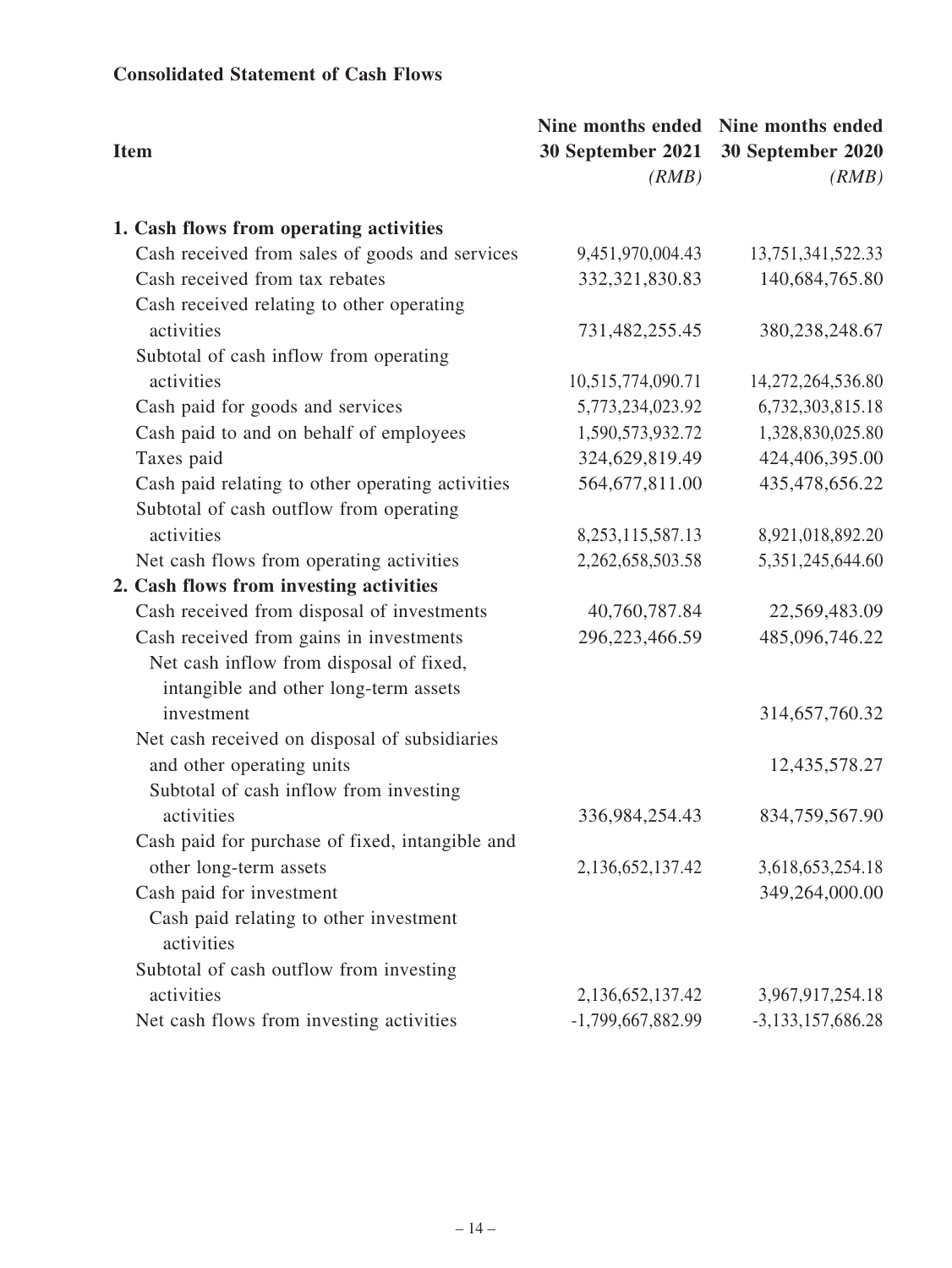**Consolidated Statement of Cash Flows**

| Item | Nine months ended 30 September 2021 *(RMB)* | Nine months ended 30 September 2020 *(RMB)* |
|---|---|---|
| **1. Cash flows from operating activities** | | |
| Cash received from sales of goods and services | 9,451,970,004.43 | 13,751,341,522.33 |
| Cash received from tax rebates | 332,321,830.83 | 140,684,765.80 |
| Cash received relating to other operating activities | 731,482,255.45 | 380,238,248.67 |
| Subtotal of cash inflow from operating activities | 10,515,774,090.71 | 14,272,264,536.80 |
| Cash paid for goods and services | 5,773,234,023.92 | 6,732,303,815.18 |
| Cash paid to and on behalf of employees | 1,590,573,932.72 | 1,328,830,025.80 |
| Taxes paid | 324,629,819.49 | 424,406,395.00 |
| Cash paid relating to other operating activities | 564,677,811.00 | 435,478,656.22 |
| Subtotal of cash outflow from operating activities | 8,253,115,587.13 | 8,921,018,892.20 |
| Net cash flows from operating activities | 2,262,658,503.58 | 5,351,245,644.60 |
| **2. Cash flows from investing activities** | | |
| Cash received from disposal of investments | 40,760,787.84 | 22,569,483.09 |
| Cash received from gains in investments | 296,223,466.59 | 485,096,746.22 |
| Net cash inflow from disposal of fixed, intangible and other long-term assets investment | | 314,657,760.32 |
| Net cash received on disposal of subsidiaries and other operating units | | 12,435,578.27 |
| Subtotal of cash inflow from investing activities | 336,984,254.43 | 834,759,567.90 |
| Cash paid for purchase of fixed, intangible and other long-term assets | 2,136,652,137.42 | 3,618,653,254.18 |
| Cash paid for investment | | 349,264,000.00 |
| Cash paid relating to other investment activities | | |
| Subtotal of cash outflow from investing activities | 2,136,652,137.42 | 3,967,917,254.18 |
| Net cash flows from investing activities | -1,799,667,882.99 | -3,133,157,686.28 |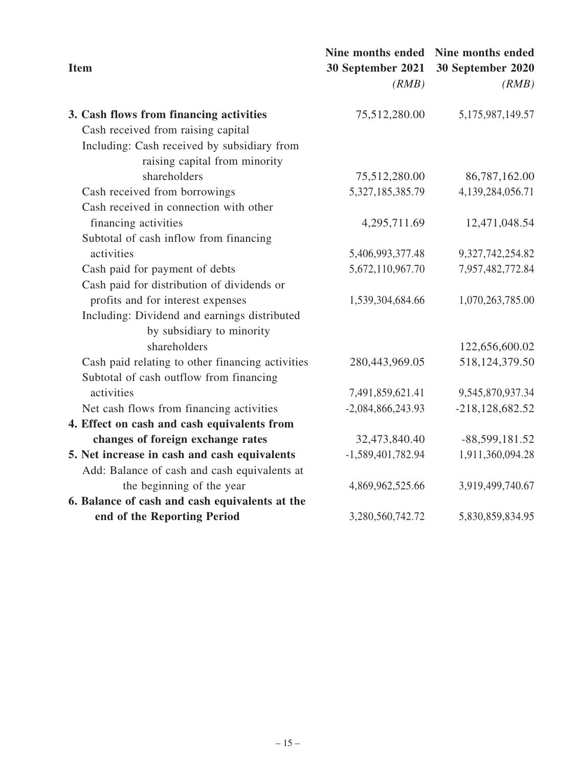| Item | Nine months ended 30 September 2021 *(RMB)* | Nine months ended 30 September 2020 *(RMB)* |
|---|---|---|
| **3. Cash flows from financing activities** | 75,512,280.00 | 5,175,987,149.57 |
| Cash received from raising capital | | |
| Including: Cash received by subsidiary from raising capital from minority shareholders | 75,512,280.00 | 86,787,162.00 |
| Cash received from borrowings | 5,327,185,385.79 | 4,139,284,056.71 |
| Cash received in connection with other financing activities | 4,295,711.69 | 12,471,048.54 |
| Subtotal of cash inflow from financing activities | 5,406,993,377.48 | 9,327,742,254.82 |
| Cash paid for payment of debts | 5,672,110,967.70 | 7,957,482,772.84 |
| Cash paid for distribution of dividends or profits and for interest expenses | 1,539,304,684.66 | 1,070,263,785.00 |
| Including: Dividend and earnings distributed by subsidiary to minority shareholders | | 122,656,600.02 |
| Cash paid relating to other financing activities | 280,443,969.05 | 518,124,379.50 |
| Subtotal of cash outflow from financing activities | 7,491,859,621.41 | 9,545,870,937.34 |
| Net cash flows from financing activities | -2,084,866,243.93 | -218,128,682.52 |
| **4. Effect on cash and cash equivalents from changes of foreign exchange rates** | 32,473,840.40 | -88,599,181.52 |
| **5. Net increase in cash and cash equivalents** | -1,589,401,782.94 | 1,911,360,094.28 |
| Add: Balance of cash and cash equivalents at the beginning of the year | 4,869,962,525.66 | 3,919,499,740.67 |
| **6. Balance of cash and cash equivalents at the end of the Reporting Period** | 3,280,560,742.72 | 5,830,859,834.95 |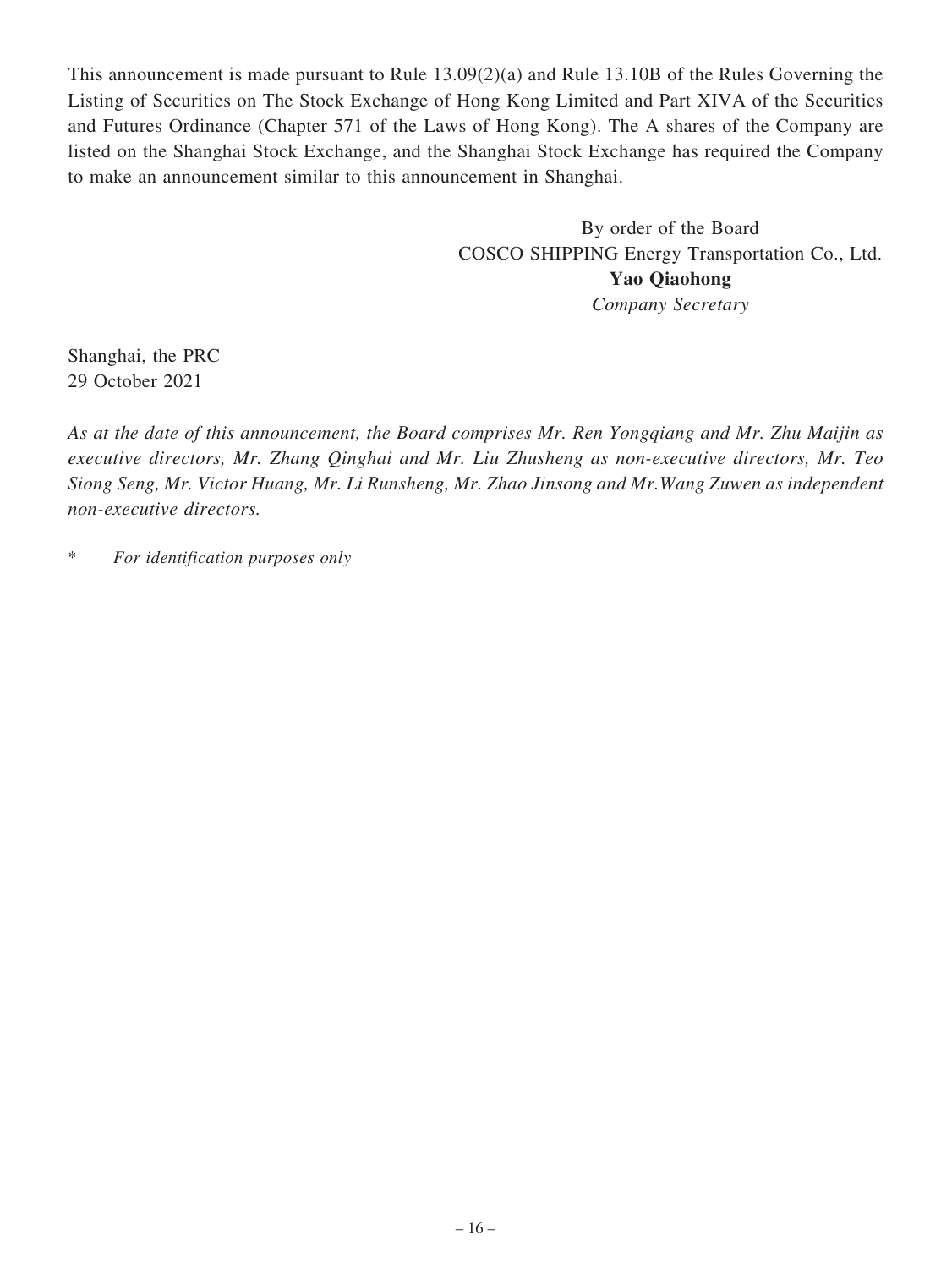This announcement is made pursuant to Rule 13.09(2)(a) and Rule 13.10B of the Rules Governing the Listing of Securities on The Stock Exchange of Hong Kong Limited and Part XIVA of the Securities and Futures Ordinance (Chapter 571 of the Laws of Hong Kong). The A shares of the Company are listed on the Shanghai Stock Exchange, and the Shanghai Stock Exchange has required the Company to make an announcement similar to this announcement in Shanghai.

By order of the Board
COSCO SHIPPING Energy Transportation Co., Ltd.
**Yao Qiaohong**
*Company Secretary*

Shanghai, the PRC
29 October 2021

*As at the date of this announcement, the Board comprises Mr. Ren Yongqiang and Mr. Zhu Maijin as executive directors, Mr. Zhang Qinghai and Mr. Liu Zhusheng as non-executive directors, Mr. Teo Siong Seng, Mr. Victor Huang, Mr. Li Runsheng, Mr. Zhao Jinsong and Mr.Wang Zuwen as independent non-executive directors.*

\* *For identification purposes only*